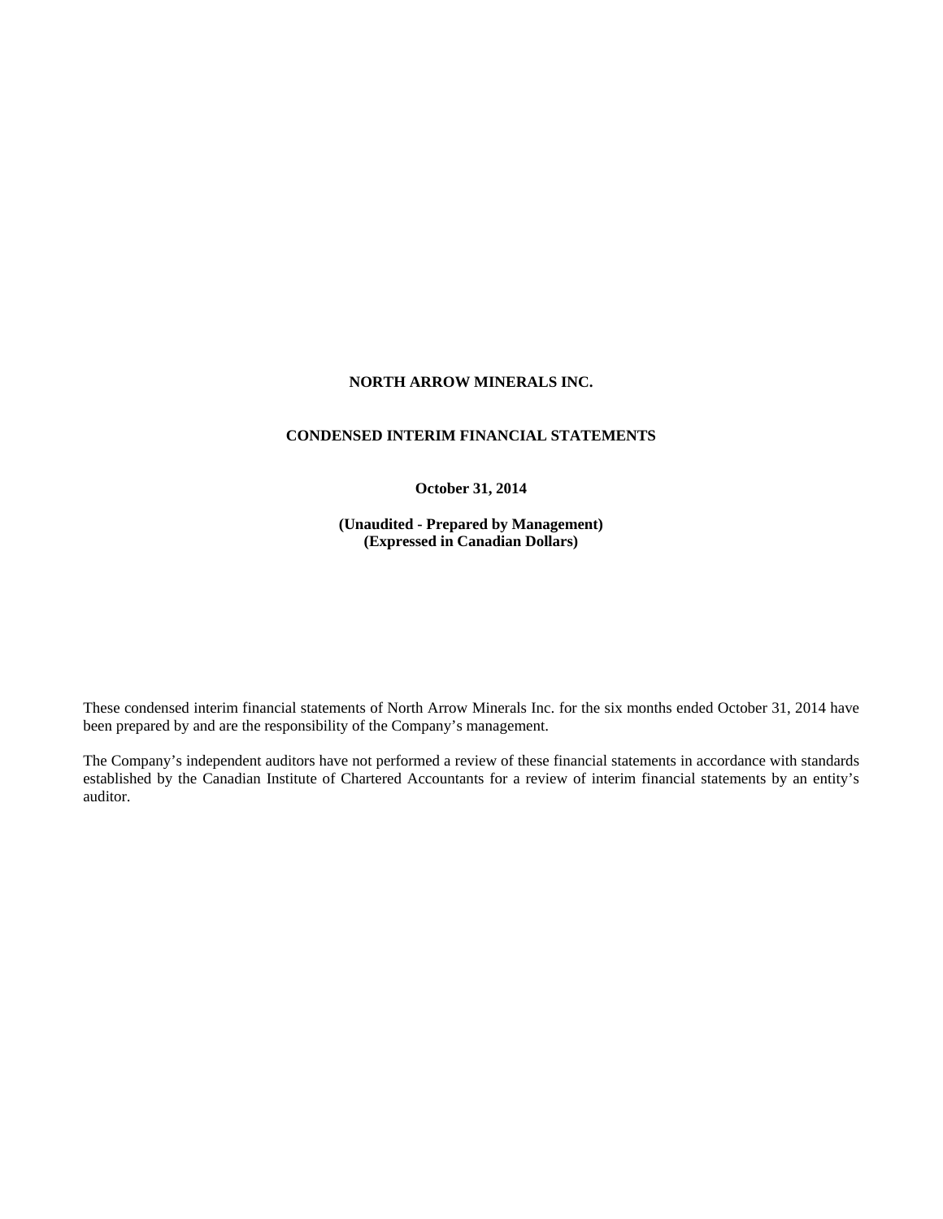# NORTH ARROW MINERALS INC.

## CONDENSED INTERIM FINANCIAL STATEMENTS

**October 31, 2014**

**(Unaudited - Prepared by Management)**
**(Expressed in Canadian Dollars)**

These condensed interim financial statements of North Arrow Minerals Inc. for the six months ended October 31, 2014 have been prepared by and are the responsibility of the Company's management.

The Company's independent auditors have not performed a review of these financial statements in accordance with standards established by the Canadian Institute of Chartered Accountants for a review of interim financial statements by an entity's auditor.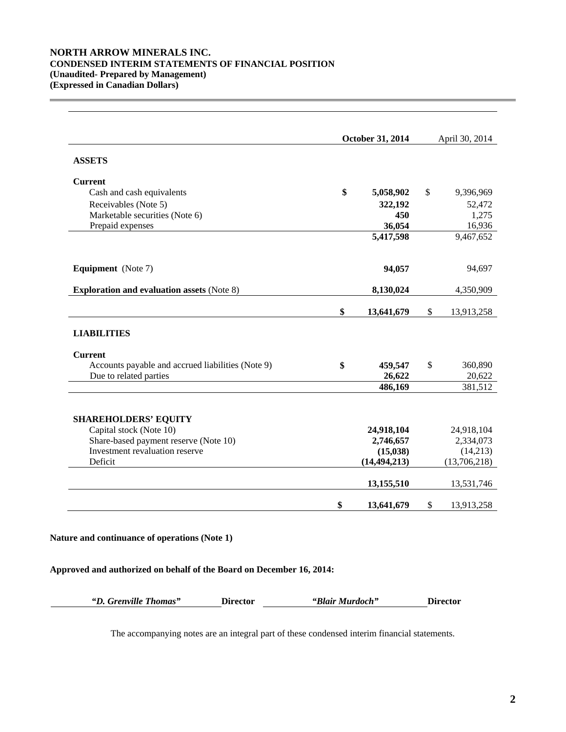# NORTH ARROW MINERALS INC.
## CONDENSED INTERIM STATEMENTS OF FINANCIAL POSITION
**(Unaudited- Prepared by Management)**
**(Expressed in Canadian Dollars)**

| | October 31, 2014 | April 30, 2014 |
|---|---|---|
| **ASSETS** | | |
| **Current** | | |
| Cash and cash equivalents | **$ 5,058,902** | $ 9,396,969 |
| Receivables (Note 5) | **322,192** | 52,472 |
| Marketable securities (Note 6) | **450** | 1,275 |
| Prepaid expenses | **36,054** | 16,936 |
| | **5,417,598** | 9,467,652 |
| **Equipment** (Note 7) | **94,057** | 94,697 |
| **Exploration and evaluation assets** (Note 8) | **8,130,024** | 4,350,909 |
| | **$ 13,641,679** | $ 13,913,258 |
| **LIABILITIES** | | |
| **Current** | | |
| Accounts payable and accrued liabilities (Note 9) | **$ 459,547** | $ 360,890 |
| Due to related parties | **26,622** | 20,622 |
| | **486,169** | 381,512 |
| **SHAREHOLDERS' EQUITY** | | |
| Capital stock (Note 10) | **24,918,104** | 24,918,104 |
| Share-based payment reserve (Note 10) | **2,746,657** | 2,334,073 |
| Investment revaluation reserve | **(15,038)** | (14,213) |
| Deficit | **(14,494,213)** | (13,706,218) |
| | **13,155,510** | 13,531,746 |
| | **$ 13,641,679** | $ 13,913,258 |

**Nature and continuance of operations (Note 1)**

**Approved and authorized on behalf of the Board on December 16, 2014:**

***"D. Grenville Thomas"*** **Director** ***"Blair Murdoch"*** **Director**

The accompanying notes are an integral part of these condensed interim financial statements.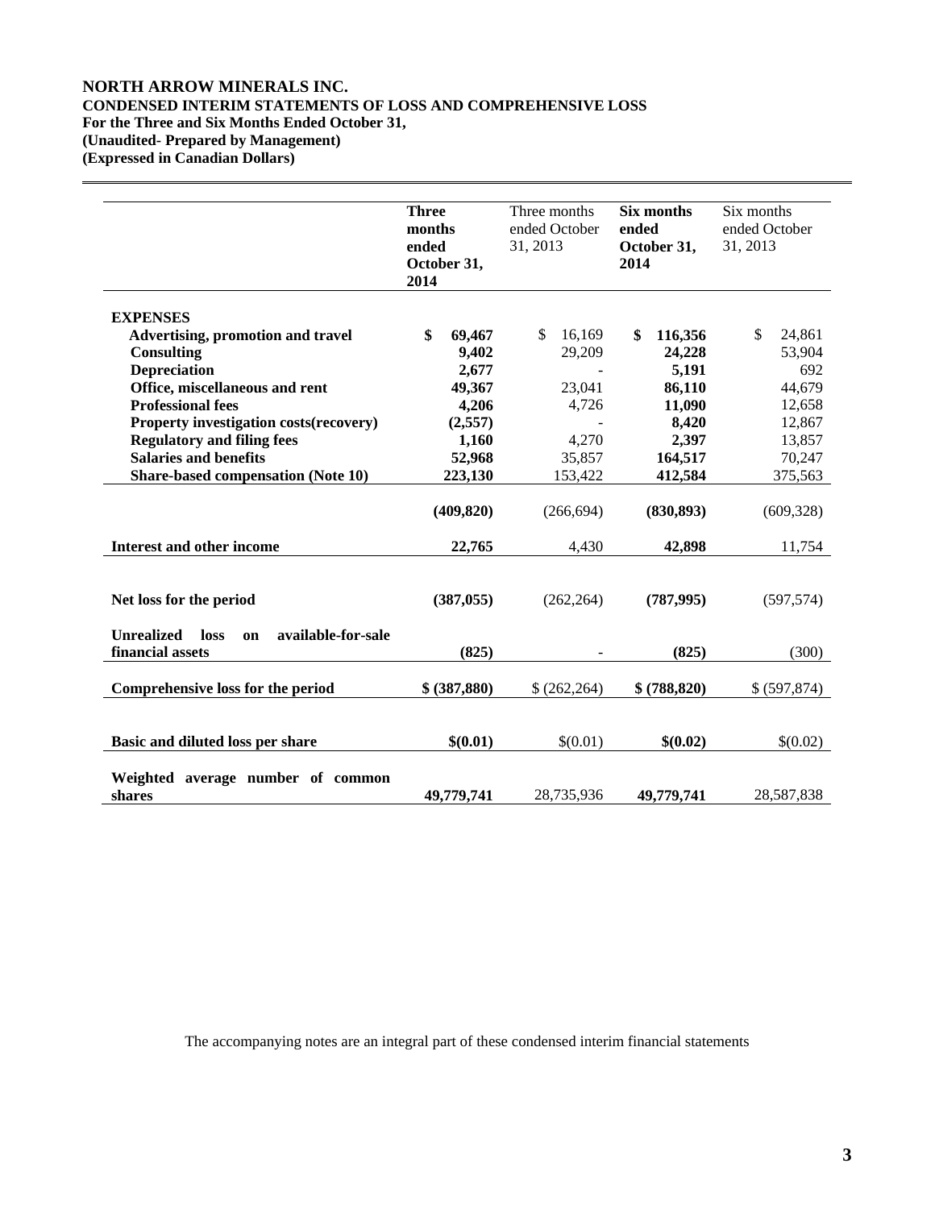**NORTH ARROW MINERALS INC.**
**CONDENSED INTERIM STATEMENTS OF LOSS AND COMPREHENSIVE LOSS**
**For the Three and Six Months Ended October 31,**
**(Unaudited- Prepared by Management)**
**(Expressed in Canadian Dollars)**

| | **Three months ended October 31, 2014** | Three months ended October 31, 2013 | **Six months ended October 31, 2014** | Six months ended October 31, 2013 |
|---|---|---|---|---|
| **EXPENSES** | | | | |
| **Advertising, promotion and travel** | **$ 69,467** | $ 16,169 | **$ 116,356** | $ 24,861 |
| **Consulting** | **9,402** | 29,209 | **24,228** | 53,904 |
| **Depreciation** | **2,677** | - | **5,191** | 692 |
| **Office, miscellaneous and rent** | **49,367** | 23,041 | **86,110** | 44,679 |
| **Professional fees** | **4,206** | 4,726 | **11,090** | 12,658 |
| **Property investigation costs(recovery)** | **(2,557)** | - | **8,420** | 12,867 |
| **Regulatory and filing fees** | **1,160** | 4,270 | **2,397** | 13,857 |
| **Salaries and benefits** | **52,968** | 35,857 | **164,517** | 70,247 |
| **Share-based compensation (Note 10)** | **223,130** | 153,422 | **412,584** | 375,563 |
| | **(409,820)** | (266,694) | **(830,893)** | (609,328) |
| **Interest and other income** | **22,765** | 4,430 | **42,898** | 11,754 |
| **Net loss for the period** | **(387,055)** | (262,264) | **(787,995)** | (597,574) |
| **Unrealized loss on available-for-sale financial assets** | **(825)** | - | **(825)** | (300) |
| **Comprehensive loss for the period** | **$ (387,880)** | $ (262,264) | **$ (788,820)** | $ (597,874) |
| **Basic and diluted loss per share** | **$(0.01)** | $(0.01) | **$(0.02)** | $(0.02) |
| **Weighted average number of common shares** | **49,779,741** | 28,735,936 | **49,779,741** | 28,587,838 |

The accompanying notes are an integral part of these condensed interim financial statements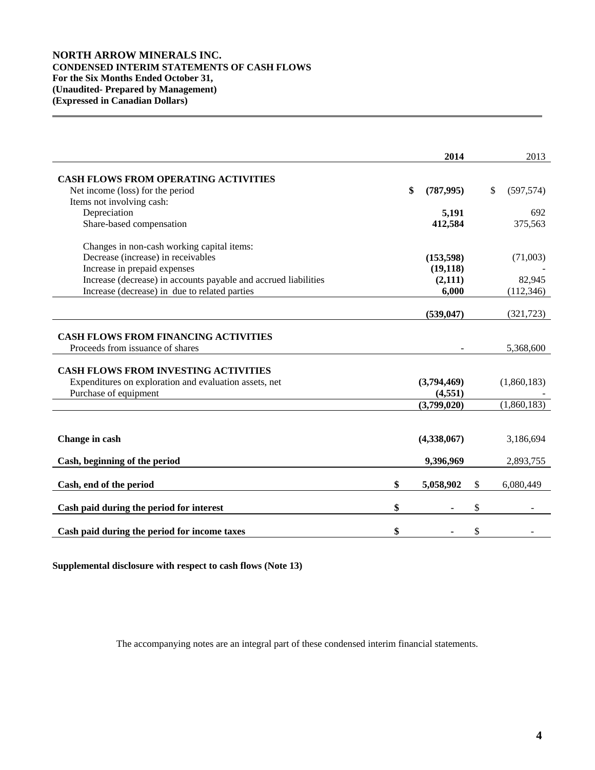**NORTH ARROW MINERALS INC.**
**CONDENSED INTERIM STATEMENTS OF CASH FLOWS**
**For the Six Months Ended October 31,**
**(Unaudited- Prepared by Management)**
**(Expressed in Canadian Dollars)**

| | **2014** | 2013 |
|---|---|---|
| **CASH FLOWS FROM OPERATING ACTIVITIES** | | |
| Net income (loss) for the period | **$ (787,995)** | $ (597,574) |
| Items not involving cash: | | |
| Depreciation | **5,191** | 692 |
| Share-based compensation | **412,584** | 375,563 |
| Changes in non-cash working capital items: | | |
| Decrease (increase) in receivables | **(153,598)** | (71,003) |
| Increase in prepaid expenses | **(19,118)** | - |
| Increase (decrease) in accounts payable and accrued liabilities | **(2,111)** | 82,945 |
| Increase (decrease) in due to related parties | **6,000** | (112,346) |
| | **(539,047)** | (321,723) |
| **CASH FLOWS FROM FINANCING ACTIVITIES** | | |
| Proceeds from issuance of shares | - | 5,368,600 |
| **CASH FLOWS FROM INVESTING ACTIVITIES** | | |
| Expenditures on exploration and evaluation assets, net | **(3,794,469)** | (1,860,183) |
| Purchase of equipment | **(4,551)** | - |
| | **(3,799,020)** | (1,860,183) |
| **Change in cash** | **(4,338,067)** | 3,186,694 |
| **Cash, beginning of the period** | **9,396,969** | 2,893,755 |
| **Cash, end of the period** | **$ 5,058,902** | $ 6,080,449 |
| **Cash paid during the period for interest** | **$ -** | $ - |
| **Cash paid during the period for income taxes** | **$ -** | $ - |

**Supplemental disclosure with respect to cash flows (Note 13)**

The accompanying notes are an integral part of these condensed interim financial statements.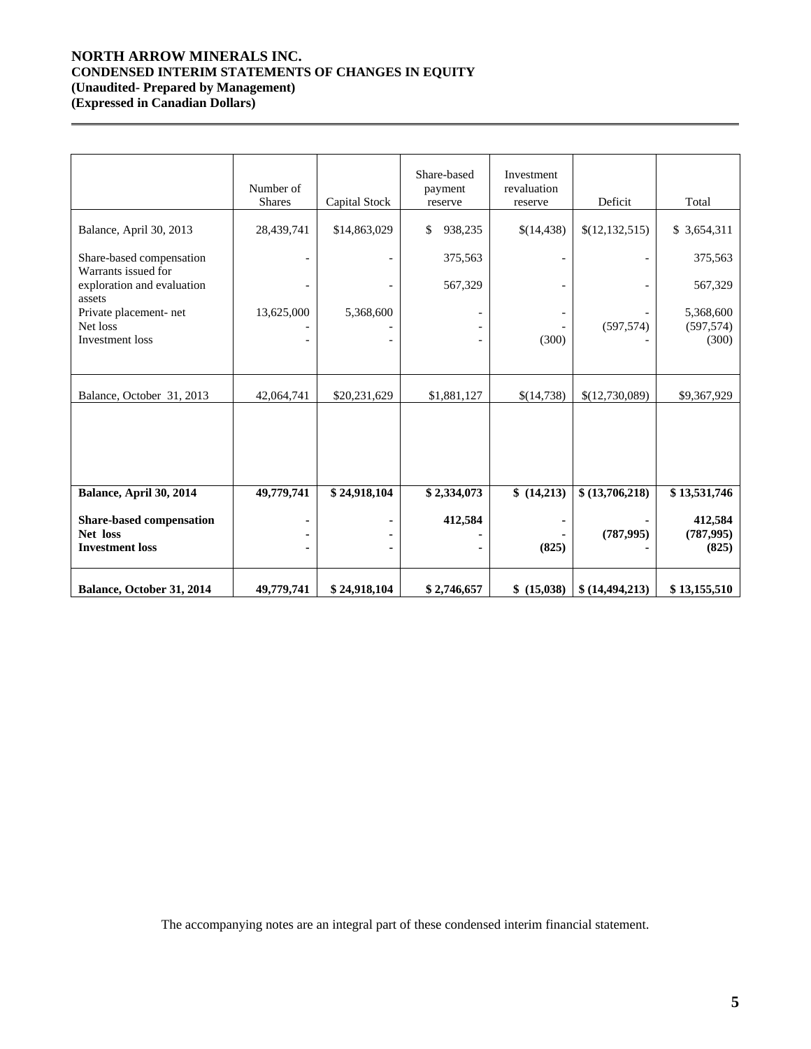**NORTH ARROW MINERALS INC.**
**CONDENSED INTERIM STATEMENTS OF CHANGES IN EQUITY**
**(Unaudited- Prepared by Management)**
**(Expressed in Canadian Dollars)**

| | Number of Shares | Capital Stock | Share-based payment reserve | Investment revaluation reserve | Deficit | Total |
|---|---|---|---|---|---|---|
| Balance, April 30, 2013 | 28,439,741 | $14,863,029 | $ 938,235 | $(14,438) | $(12,132,515) | $ 3,654,311 |
| Share-based compensation | - | - | 375,563 | - | - | 375,563 |
| Warrants issued for exploration and evaluation assets | - | - | 567,329 | - | - | 567,329 |
| Private placement- net | 13,625,000 | 5,368,600 | - | - | - | 5,368,600 |
| Net loss | - | - | - | - | (597,574) | (597,574) |
| Investment loss | - | - | - | (300) | - | (300) |
| Balance, October 31, 2013 | 42,064,741 | $20,231,629 | $1,881,127 | $(14,738) | $(12,730,089) | $9,367,929 |
| **Balance, April 30, 2014** | **49,779,741** | **$ 24,918,104** | **$ 2,334,073** | **$ (14,213)** | **$ (13,706,218)** | **$ 13,531,746** |
| **Share-based compensation** | **-** | **-** | **412,584** | **-** | **-** | **412,584** |
| **Net loss** | **-** | **-** | **-** | **-** | **(787,995)** | **(787,995)** |
| **Investment loss** | **-** | **-** | **-** | **(825)** | **-** | **(825)** |
| **Balance, October 31, 2014** | **49,779,741** | **$ 24,918,104** | **$ 2,746,657** | **$ (15,038)** | **$ (14,494,213)** | **$ 13,155,510** |

The accompanying notes are an integral part of these condensed interim financial statement.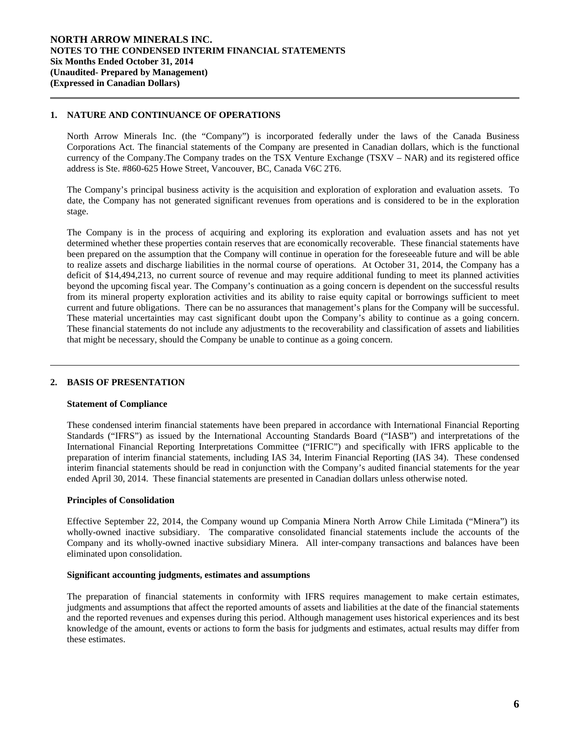## 1. NATURE AND CONTINUANCE OF OPERATIONS

North Arrow Minerals Inc. (the "Company") is incorporated federally under the laws of the Canada Business Corporations Act. The financial statements of the Company are presented in Canadian dollars, which is the functional currency of the Company.The Company trades on the TSX Venture Exchange (TSXV – NAR) and its registered office address is Ste. #860-625 Howe Street, Vancouver, BC, Canada V6C 2T6.

The Company's principal business activity is the acquisition and exploration of exploration and evaluation assets. To date, the Company has not generated significant revenues from operations and is considered to be in the exploration stage.

The Company is in the process of acquiring and exploring its exploration and evaluation assets and has not yet determined whether these properties contain reserves that are economically recoverable. These financial statements have been prepared on the assumption that the Company will continue in operation for the foreseeable future and will be able to realize assets and discharge liabilities in the normal course of operations. At October 31, 2014, the Company has a deficit of $14,494,213, no current source of revenue and may require additional funding to meet its planned activities beyond the upcoming fiscal year. The Company's continuation as a going concern is dependent on the successful results from its mineral property exploration activities and its ability to raise equity capital or borrowings sufficient to meet current and future obligations. There can be no assurances that management's plans for the Company will be successful. These material uncertainties may cast significant doubt upon the Company's ability to continue as a going concern. These financial statements do not include any adjustments to the recoverability and classification of assets and liabilities that might be necessary, should the Company be unable to continue as a going concern.

## 2. BASIS OF PRESENTATION

### Statement of Compliance

These condensed interim financial statements have been prepared in accordance with International Financial Reporting Standards ("IFRS") as issued by the International Accounting Standards Board ("IASB") and interpretations of the International Financial Reporting Interpretations Committee ("IFRIC") and specifically with IFRS applicable to the preparation of interim financial statements, including IAS 34, Interim Financial Reporting (IAS 34). These condensed interim financial statements should be read in conjunction with the Company's audited financial statements for the year ended April 30, 2014. These financial statements are presented in Canadian dollars unless otherwise noted.

### Principles of Consolidation

Effective September 22, 2014, the Company wound up Compania Minera North Arrow Chile Limitada ("Minera") its wholly-owned inactive subsidiary. The comparative consolidated financial statements include the accounts of the Company and its wholly-owned inactive subsidiary Minera. All inter-company transactions and balances have been eliminated upon consolidation.

### Significant accounting judgments, estimates and assumptions

The preparation of financial statements in conformity with IFRS requires management to make certain estimates, judgments and assumptions that affect the reported amounts of assets and liabilities at the date of the financial statements and the reported revenues and expenses during this period. Although management uses historical experiences and its best knowledge of the amount, events or actions to form the basis for judgments and estimates, actual results may differ from these estimates.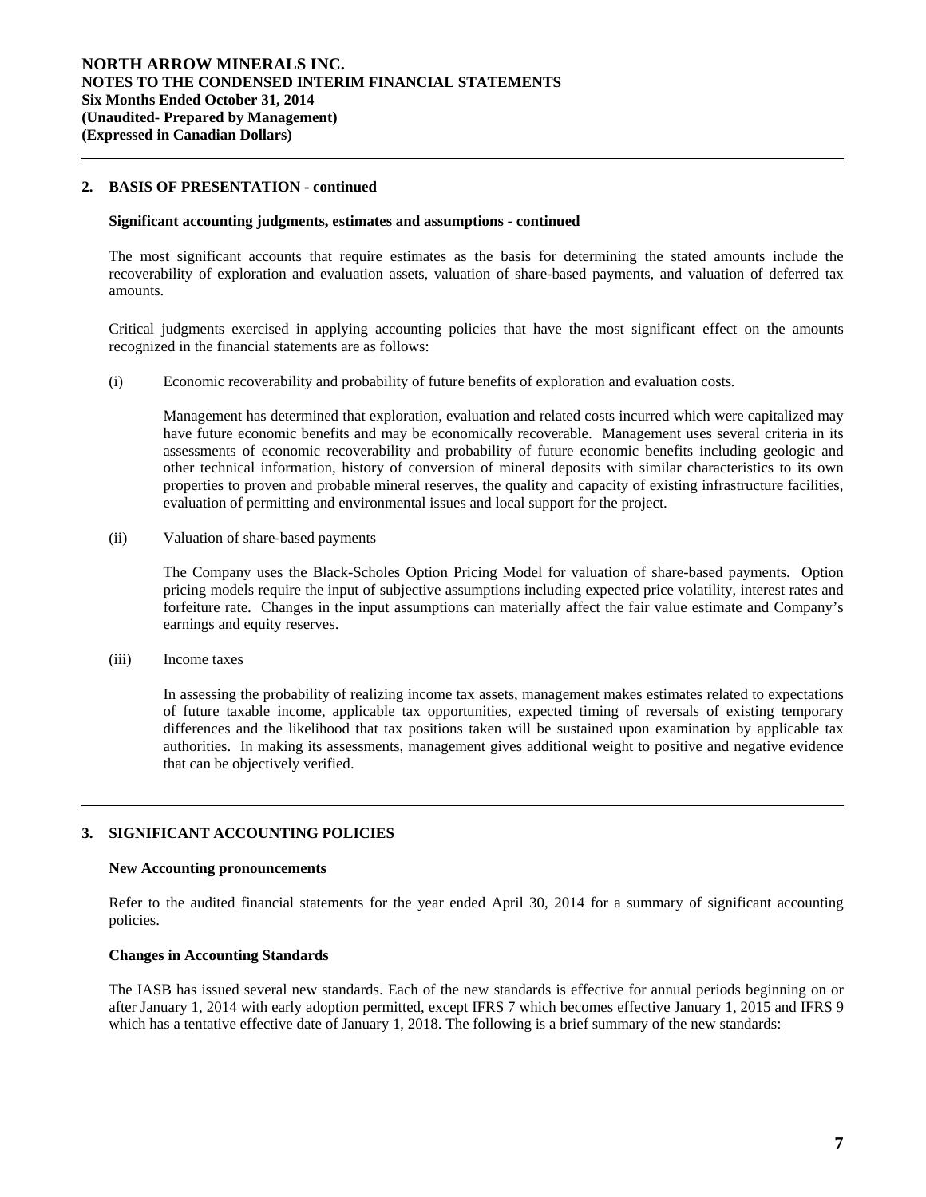## 2. BASIS OF PRESENTATION - continued

### Significant accounting judgments, estimates and assumptions - continued

The most significant accounts that require estimates as the basis for determining the stated amounts include the recoverability of exploration and evaluation assets, valuation of share-based payments, and valuation of deferred tax amounts.

Critical judgments exercised in applying accounting policies that have the most significant effect on the amounts recognized in the financial statements are as follows:

(i) Economic recoverability and probability of future benefits of exploration and evaluation costs*.*

Management has determined that exploration, evaluation and related costs incurred which were capitalized may have future economic benefits and may be economically recoverable. Management uses several criteria in its assessments of economic recoverability and probability of future economic benefits including geologic and other technical information, history of conversion of mineral deposits with similar characteristics to its own properties to proven and probable mineral reserves, the quality and capacity of existing infrastructure facilities, evaluation of permitting and environmental issues and local support for the project.

(ii) Valuation of share-based payments

The Company uses the Black-Scholes Option Pricing Model for valuation of share-based payments. Option pricing models require the input of subjective assumptions including expected price volatility, interest rates and forfeiture rate. Changes in the input assumptions can materially affect the fair value estimate and Company's earnings and equity reserves.

(iii) Income taxes

In assessing the probability of realizing income tax assets, management makes estimates related to expectations of future taxable income, applicable tax opportunities, expected timing of reversals of existing temporary differences and the likelihood that tax positions taken will be sustained upon examination by applicable tax authorities. In making its assessments, management gives additional weight to positive and negative evidence that can be objectively verified.

## 3. SIGNIFICANT ACCOUNTING POLICIES

### New Accounting pronouncements

Refer to the audited financial statements for the year ended April 30, 2014 for a summary of significant accounting policies.

### Changes in Accounting Standards

The IASB has issued several new standards. Each of the new standards is effective for annual periods beginning on or after January 1, 2014 with early adoption permitted, except IFRS 7 which becomes effective January 1, 2015 and IFRS 9 which has a tentative effective date of January 1, 2018. The following is a brief summary of the new standards: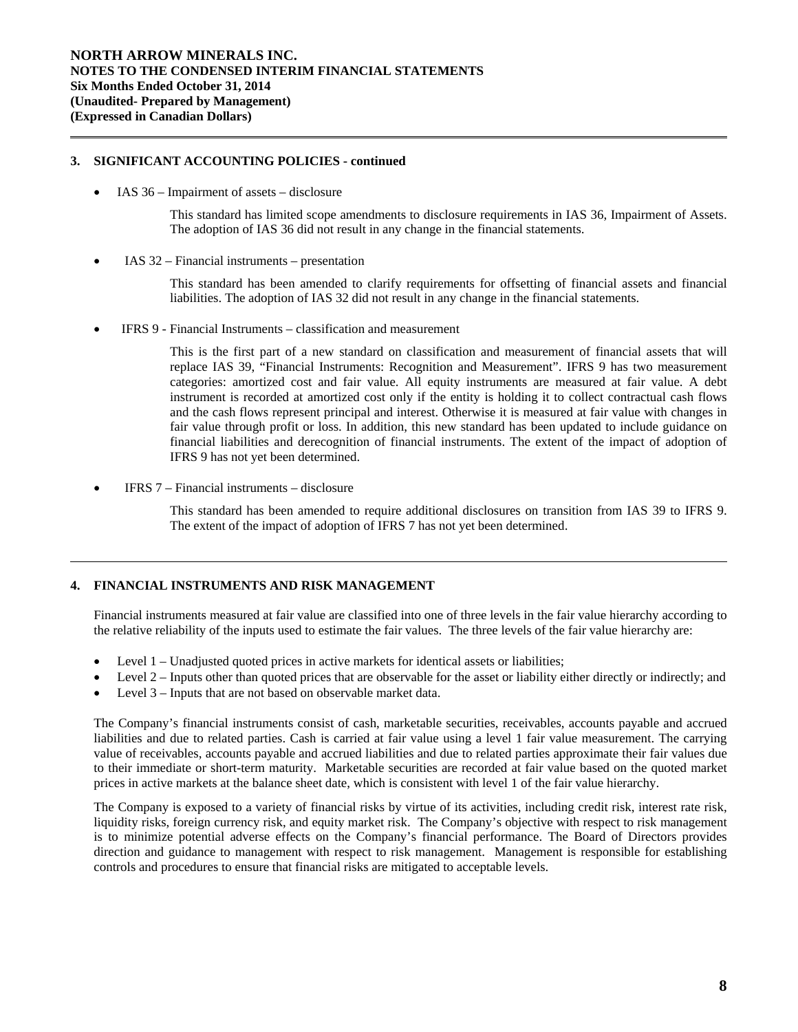## 3. SIGNIFICANT ACCOUNTING POLICIES - continued

- IAS 36 – Impairment of assets – disclosure

  This standard has limited scope amendments to disclosure requirements in IAS 36, Impairment of Assets. The adoption of IAS 36 did not result in any change in the financial statements.

- IAS 32 – Financial instruments – presentation

  This standard has been amended to clarify requirements for offsetting of financial assets and financial liabilities. The adoption of IAS 32 did not result in any change in the financial statements.

- IFRS 9 - Financial Instruments – classification and measurement

  This is the first part of a new standard on classification and measurement of financial assets that will replace IAS 39, "Financial Instruments: Recognition and Measurement". IFRS 9 has two measurement categories: amortized cost and fair value. All equity instruments are measured at fair value. A debt instrument is recorded at amortized cost only if the entity is holding it to collect contractual cash flows and the cash flows represent principal and interest. Otherwise it is measured at fair value with changes in fair value through profit or loss. In addition, this new standard has been updated to include guidance on financial liabilities and derecognition of financial instruments. The extent of the impact of adoption of IFRS 9 has not yet been determined.

- IFRS 7 – Financial instruments – disclosure

  This standard has been amended to require additional disclosures on transition from IAS 39 to IFRS 9. The extent of the impact of adoption of IFRS 7 has not yet been determined.

## 4. FINANCIAL INSTRUMENTS AND RISK MANAGEMENT

Financial instruments measured at fair value are classified into one of three levels in the fair value hierarchy according to the relative reliability of the inputs used to estimate the fair values. The three levels of the fair value hierarchy are:

- Level 1 – Unadjusted quoted prices in active markets for identical assets or liabilities;
- Level 2 – Inputs other than quoted prices that are observable for the asset or liability either directly or indirectly; and
- Level 3 – Inputs that are not based on observable market data.

The Company's financial instruments consist of cash, marketable securities, receivables, accounts payable and accrued liabilities and due to related parties. Cash is carried at fair value using a level 1 fair value measurement. The carrying value of receivables, accounts payable and accrued liabilities and due to related parties approximate their fair values due to their immediate or short-term maturity. Marketable securities are recorded at fair value based on the quoted market prices in active markets at the balance sheet date, which is consistent with level 1 of the fair value hierarchy.

The Company is exposed to a variety of financial risks by virtue of its activities, including credit risk, interest rate risk, liquidity risks, foreign currency risk, and equity market risk. The Company's objective with respect to risk management is to minimize potential adverse effects on the Company's financial performance. The Board of Directors provides direction and guidance to management with respect to risk management. Management is responsible for establishing controls and procedures to ensure that financial risks are mitigated to acceptable levels.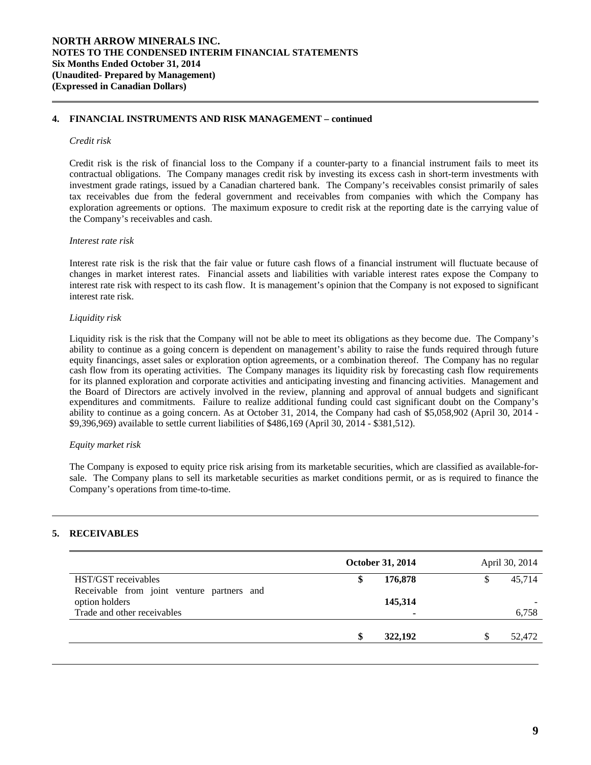## 4. FINANCIAL INSTRUMENTS AND RISK MANAGEMENT – continued

*Credit risk*

Credit risk is the risk of financial loss to the Company if a counter-party to a financial instrument fails to meet its contractual obligations. The Company manages credit risk by investing its excess cash in short-term investments with investment grade ratings, issued by a Canadian chartered bank. The Company's receivables consist primarily of sales tax receivables due from the federal government and receivables from companies with which the Company has exploration agreements or options. The maximum exposure to credit risk at the reporting date is the carrying value of the Company's receivables and cash.

*Interest rate risk*

Interest rate risk is the risk that the fair value or future cash flows of a financial instrument will fluctuate because of changes in market interest rates. Financial assets and liabilities with variable interest rates expose the Company to interest rate risk with respect to its cash flow. It is management's opinion that the Company is not exposed to significant interest rate risk.

*Liquidity risk*

Liquidity risk is the risk that the Company will not be able to meet its obligations as they become due. The Company's ability to continue as a going concern is dependent on management's ability to raise the funds required through future equity financings, asset sales or exploration option agreements, or a combination thereof. The Company has no regular cash flow from its operating activities. The Company manages its liquidity risk by forecasting cash flow requirements for its planned exploration and corporate activities and anticipating investing and financing activities. Management and the Board of Directors are actively involved in the review, planning and approval of annual budgets and significant expenditures and commitments. Failure to realize additional funding could cast significant doubt on the Company's ability to continue as a going concern. As at October 31, 2014, the Company had cash of $5,058,902 (April 30, 2014 - $9,396,969) available to settle current liabilities of $486,169 (April 30, 2014 - $381,512).

*Equity market risk*

The Company is exposed to equity price risk arising from its marketable securities, which are classified as available-for-sale. The Company plans to sell its marketable securities as market conditions permit, or as is required to finance the Company's operations from time-to-time.

## 5. RECEIVABLES

| | **October 31, 2014** | April 30, 2014 |
|---|---|---|
| HST/GST receivables | **$ 176,878** | $ 45,714 |
| Receivable from joint venture partners and option holders | **145,314** | - |
| Trade and other receivables | **-** | 6,758 |
| | **$ 322,192** | $ 52,472 |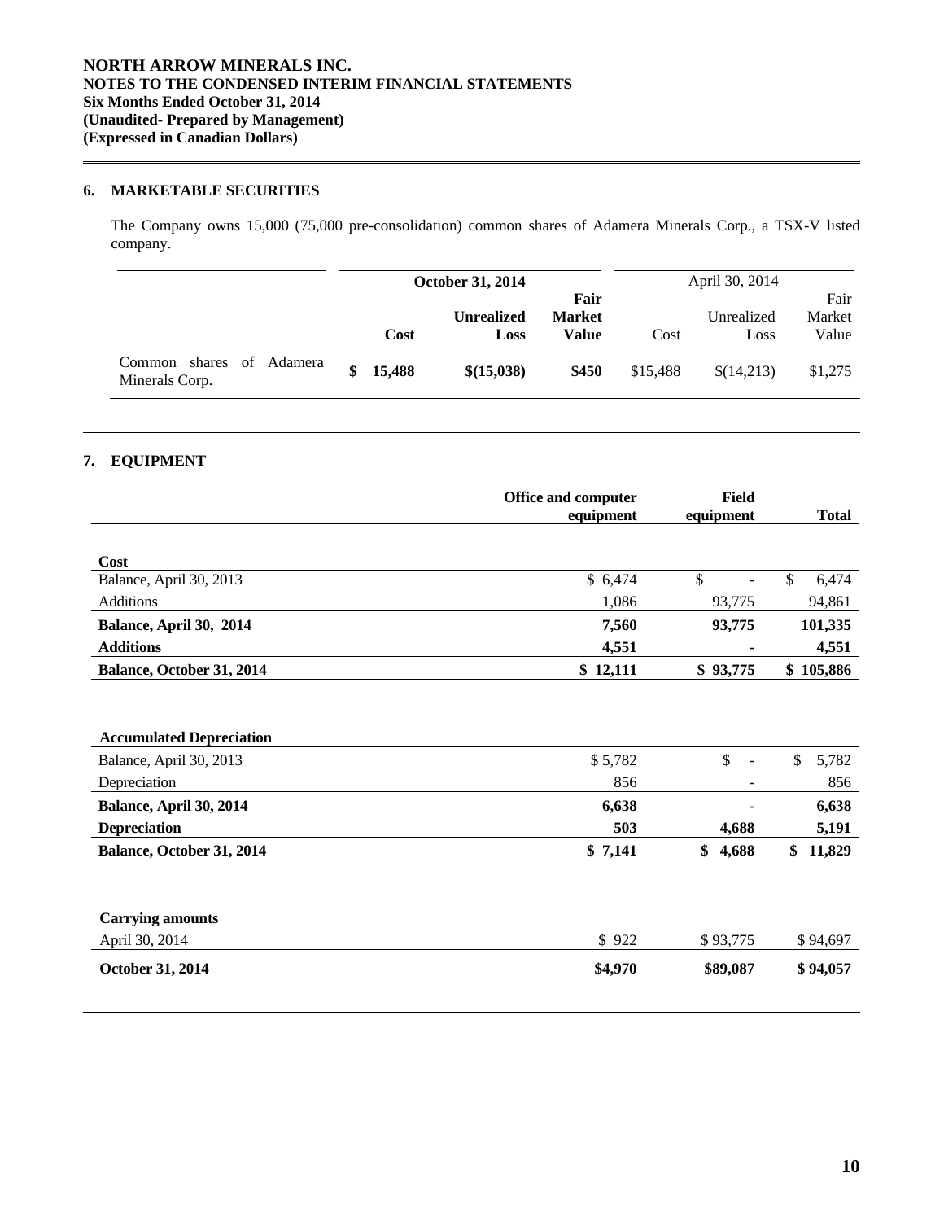## 6. MARKETABLE SECURITIES

The Company owns 15,000 (75,000 pre-consolidation) common shares of Adamera Minerals Corp., a TSX-V listed company.

| | **October 31, 2014** | | | April 30, 2014 | | |
|---|---|---|---|---|---|---|
| | **Cost** | **Unrealized Loss** | **Fair Market Value** | Cost | Unrealized Loss | Fair Market Value |
| Common shares of Adamera Minerals Corp. | **$ 15,488** | **$(15,038)** | **$450** | $15,488 | $(14,213) | $1,275 |

## 7. EQUIPMENT

| | **Office and computer equipment** | **Field equipment** | **Total** |
|---|---|---|---|
| **Cost** | | | |
| Balance, April 30, 2013 | $ 6,474 | $ - | $ 6,474 |
| Additions | 1,086 | 93,775 | 94,861 |
| **Balance, April 30, 2014** | **7,560** | **93,775** | **101,335** |
| **Additions** | **4,551** | **-** | **4,551** |
| **Balance, October 31, 2014** | **$ 12,111** | **$ 93,775** | **$ 105,886** |
| | | | |
| **Accumulated Depreciation** | | | |
| Balance, April 30, 2013 | $ 5,782 | $ - | $ 5,782 |
| Depreciation | 856 | - | 856 |
| **Balance, April 30, 2014** | **6,638** | **-** | **6,638** |
| **Depreciation** | **503** | **4,688** | **5,191** |
| **Balance, October 31, 2014** | **$ 7,141** | **$ 4,688** | **$ 11,829** |
| | | | |
| **Carrying amounts** | | | |
| April 30, 2014 | $ 922 | $ 93,775 | $ 94,697 |
| **October 31, 2014** | **$4,970** | **$89,087** | **$ 94,057** |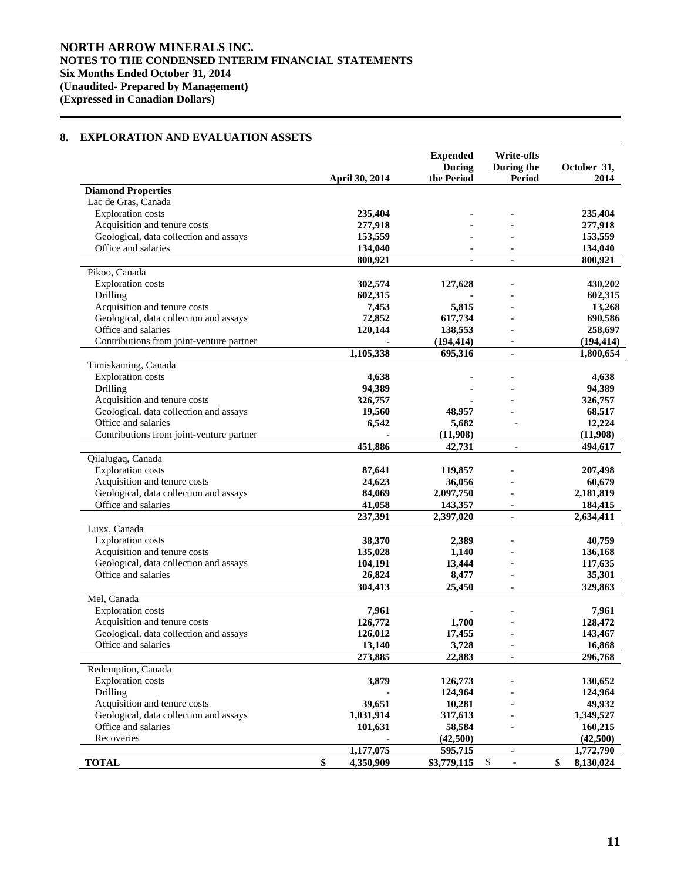**NORTH ARROW MINERALS INC.**
**NOTES TO THE CONDENSED INTERIM FINANCIAL STATEMENTS**
**Six Months Ended October 31, 2014**
**(Unaudited- Prepared by Management)**
**(Expressed in Canadian Dollars)**

## 8. EXPLORATION AND EVALUATION ASSETS

| | April 30, 2014 | Expended During the Period | Write-offs During the Period | October 31, 2014 |
|---|---|---|---|---|
| **Diamond Properties** | | | | |
| Lac de Gras, Canada | | | | |
| Exploration costs | **235,404** | - | - | **235,404** |
| Acquisition and tenure costs | **277,918** | - | - | **277,918** |
| Geological, data collection and assays | **153,559** | - | - | **153,559** |
| Office and salaries | **134,040** | - | - | **134,040** |
| | **800,921** | - | - | **800,921** |
| Pikoo, Canada | | | | |
| Exploration costs | **302,574** | **127,628** | - | **430,202** |
| Drilling | **602,315** | - | - | **602,315** |
| Acquisition and tenure costs | **7,453** | **5,815** | - | **13,268** |
| Geological, data collection and assays | **72,852** | **617,734** | - | **690,586** |
| Office and salaries | **120,144** | **138,553** | - | **258,697** |
| Contributions from joint-venture partner | - | **(194,414)** | - | **(194,414)** |
| | **1,105,338** | **695,316** | - | **1,800,654** |
| Timiskaming, Canada | | | | |
| Exploration costs | **4,638** | - | - | **4,638** |
| Drilling | **94,389** | - | - | **94,389** |
| Acquisition and tenure costs | **326,757** | - | - | **326,757** |
| Geological, data collection and assays | **19,560** | **48,957** | - | **68,517** |
| Office and salaries | **6,542** | **5,682** | - | **12,224** |
| Contributions from joint-venture partner | - | **(11,908)** | | **(11,908)** |
| | **451,886** | **42,731** | - | **494,617** |
| Qilalugaq, Canada | | | | |
| Exploration costs | **87,641** | **119,857** | - | **207,498** |
| Acquisition and tenure costs | **24,623** | **36,056** | - | **60,679** |
| Geological, data collection and assays | **84,069** | **2,097,750** | - | **2,181,819** |
| Office and salaries | **41,058** | **143,357** | - | **184,415** |
| | **237,391** | **2,397,020** | - | **2,634,411** |
| Luxx, Canada | | | | |
| Exploration costs | **38,370** | **2,389** | - | **40,759** |
| Acquisition and tenure costs | **135,028** | **1,140** | - | **136,168** |
| Geological, data collection and assays | **104,191** | **13,444** | - | **117,635** |
| Office and salaries | **26,824** | **8,477** | - | **35,301** |
| | **304,413** | **25,450** | - | **329,863** |
| Mel, Canada | | | | |
| Exploration costs | **7,961** | - | - | **7,961** |
| Acquisition and tenure costs | **126,772** | **1,700** | - | **128,472** |
| Geological, data collection and assays | **126,012** | **17,455** | - | **143,467** |
| Office and salaries | **13,140** | **3,728** | - | **16,868** |
| | **273,885** | **22,883** | - | **296,768** |
| Redemption, Canada | | | | |
| Exploration costs | **3,879** | **126,773** | - | **130,652** |
| Drilling | - | **124,964** | - | **124,964** |
| Acquisition and tenure costs | **39,651** | **10,281** | - | **49,932** |
| Geological, data collection and assays | **1,031,914** | **317,613** | - | **1,349,527** |
| Office and salaries | **101,631** | **58,584** | - | **160,215** |
| Recoveries | - | **(42,500)** | | **(42,500)** |
| | **1,177,075** | **595,715** | - | **1,772,790** |
| **TOTAL** | **$ 4,350,909** | **$3,779,115** | $ - | **$ 8,130,024** |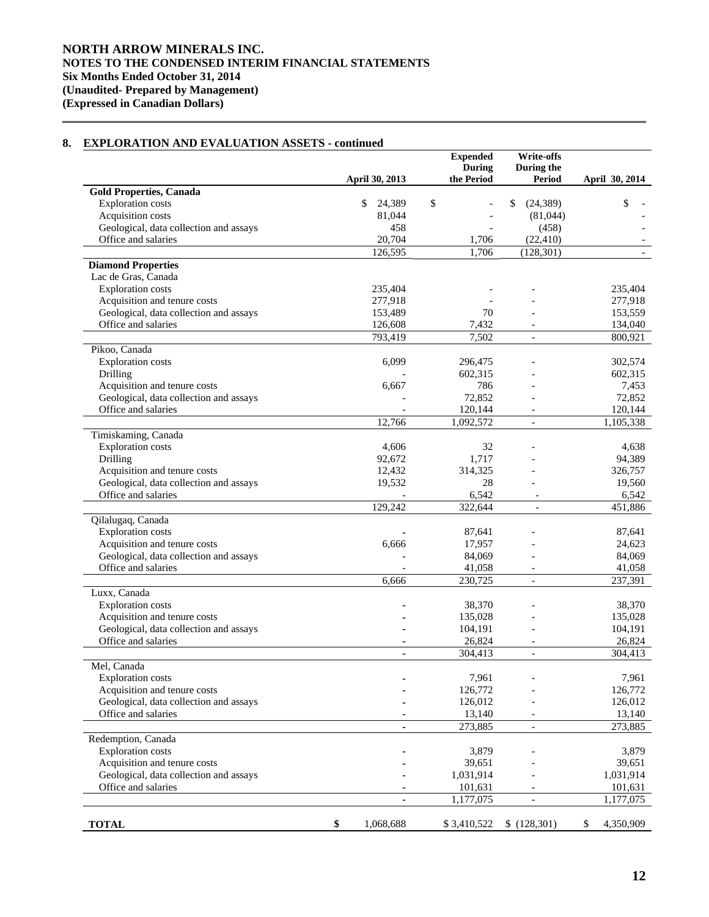## 8. EXPLORATION AND EVALUATION ASSETS - continued

| | April 30, 2013 | Expended During the Period | Write-offs During the Period | April 30, 2014 |
|---|---|---|---|---|
| **Gold Properties, Canada** | | | | |
| Exploration costs | $ 24,389 | $ - | $ (24,389) | $ - |
| Acquisition costs | 81,044 | - | (81,044) | - |
| Geological, data collection and assays | 458 | - | (458) | - |
| Office and salaries | 20,704 | 1,706 | (22,410) | - |
| | 126,595 | 1,706 | (128,301) | - |
| **Diamond Properties** | | | | |
| Lac de Gras, Canada | | | | |
| Exploration costs | 235,404 | - | - | 235,404 |
| Acquisition and tenure costs | 277,918 | - | - | 277,918 |
| Geological, data collection and assays | 153,489 | 70 | - | 153,559 |
| Office and salaries | 126,608 | 7,432 | - | 134,040 |
| | 793,419 | 7,502 | - | 800,921 |
| Pikoo, Canada | | | | |
| Exploration costs | 6,099 | 296,475 | - | 302,574 |
| Drilling | - | 602,315 | - | 602,315 |
| Acquisition and tenure costs | 6,667 | 786 | - | 7,453 |
| Geological, data collection and assays | - | 72,852 | - | 72,852 |
| Office and salaries | - | 120,144 | - | 120,144 |
| | 12,766 | 1,092,572 | - | 1,105,338 |
| Timiskaming, Canada | | | | |
| Exploration costs | 4,606 | 32 | - | 4,638 |
| Drilling | 92,672 | 1,717 | - | 94,389 |
| Acquisition and tenure costs | 12,432 | 314,325 | - | 326,757 |
| Geological, data collection and assays | 19,532 | 28 | - | 19,560 |
| Office and salaries | - | 6,542 | - | 6,542 |
| | 129,242 | 322,644 | - | 451,886 |
| Qilalugaq, Canada | | | | |
| Exploration costs | - | 87,641 | - | 87,641 |
| Acquisition and tenure costs | 6,666 | 17,957 | - | 24,623 |
| Geological, data collection and assays | - | 84,069 | - | 84,069 |
| Office and salaries | - | 41,058 | - | 41,058 |
| | 6,666 | 230,725 | - | 237,391 |
| Luxx, Canada | | | | |
| Exploration costs | - | 38,370 | - | 38,370 |
| Acquisition and tenure costs | - | 135,028 | - | 135,028 |
| Geological, data collection and assays | - | 104,191 | - | 104,191 |
| Office and salaries | - | 26,824 | - | 26,824 |
| | - | 304,413 | - | 304,413 |
| Mel, Canada | | | | |
| Exploration costs | - | 7,961 | - | 7,961 |
| Acquisition and tenure costs | - | 126,772 | - | 126,772 |
| Geological, data collection and assays | - | 126,012 | - | 126,012 |
| Office and salaries | - | 13,140 | - | 13,140 |
| | - | 273,885 | - | 273,885 |
| Redemption, Canada | | | | |
| Exploration costs | - | 3,879 | - | 3,879 |
| Acquisition and tenure costs | - | 39,651 | - | 39,651 |
| Geological, data collection and assays | - | 1,031,914 | - | 1,031,914 |
| Office and salaries | - | 101,631 | - | 101,631 |
| | - | 1,177,075 | - | 1,177,075 |
| **TOTAL** | **$** 1,068,688 | $ 3,410,522 | $ (128,301) | $ 4,350,909 |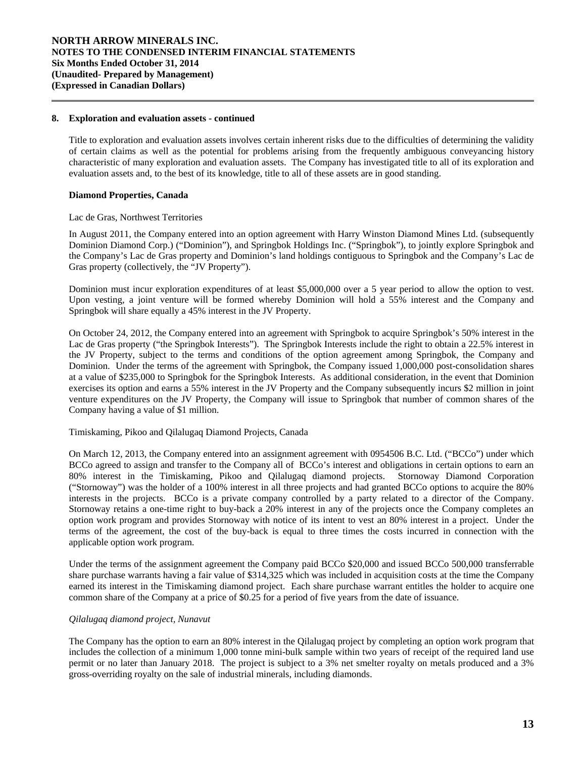## 8. Exploration and evaluation assets - continued

Title to exploration and evaluation assets involves certain inherent risks due to the difficulties of determining the validity of certain claims as well as the potential for problems arising from the frequently ambiguous conveyancing history characteristic of many exploration and evaluation assets. The Company has investigated title to all of its exploration and evaluation assets and, to the best of its knowledge, title to all of these assets are in good standing.

### Diamond Properties, Canada

Lac de Gras, Northwest Territories

In August 2011, the Company entered into an option agreement with Harry Winston Diamond Mines Ltd. (subsequently Dominion Diamond Corp.) ("Dominion"), and Springbok Holdings Inc. ("Springbok"), to jointly explore Springbok and the Company's Lac de Gras property and Dominion's land holdings contiguous to Springbok and the Company's Lac de Gras property (collectively, the "JV Property").

Dominion must incur exploration expenditures of at least $5,000,000 over a 5 year period to allow the option to vest. Upon vesting, a joint venture will be formed whereby Dominion will hold a 55% interest and the Company and Springbok will share equally a 45% interest in the JV Property.

On October 24, 2012, the Company entered into an agreement with Springbok to acquire Springbok's 50% interest in the Lac de Gras property ("the Springbok Interests"). The Springbok Interests include the right to obtain a 22.5% interest in the JV Property, subject to the terms and conditions of the option agreement among Springbok, the Company and Dominion. Under the terms of the agreement with Springbok, the Company issued 1,000,000 post-consolidation shares at a value of $235,000 to Springbok for the Springbok Interests. As additional consideration, in the event that Dominion exercises its option and earns a 55% interest in the JV Property and the Company subsequently incurs $2 million in joint venture expenditures on the JV Property, the Company will issue to Springbok that number of common shares of the Company having a value of $1 million.

Timiskaming, Pikoo and Qilalugaq Diamond Projects, Canada

On March 12, 2013, the Company entered into an assignment agreement with 0954506 B.C. Ltd. ("BCCo") under which BCCo agreed to assign and transfer to the Company all of BCCo's interest and obligations in certain options to earn an 80% interest in the Timiskaming, Pikoo and Qilalugaq diamond projects. Stornoway Diamond Corporation ("Stornoway") was the holder of a 100% interest in all three projects and had granted BCCo options to acquire the 80% interests in the projects. BCCo is a private company controlled by a party related to a director of the Company. Stornoway retains a one-time right to buy-back a 20% interest in any of the projects once the Company completes an option work program and provides Stornoway with notice of its intent to vest an 80% interest in a project. Under the terms of the agreement, the cost of the buy-back is equal to three times the costs incurred in connection with the applicable option work program.

Under the terms of the assignment agreement the Company paid BCCo $20,000 and issued BCCo 500,000 transferrable share purchase warrants having a fair value of $314,325 which was included in acquisition costs at the time the Company earned its interest in the Timiskaming diamond project. Each share purchase warrant entitles the holder to acquire one common share of the Company at a price of $0.25 for a period of five years from the date of issuance.

*Qilalugaq diamond project, Nunavut*

The Company has the option to earn an 80% interest in the Qilalugaq project by completing an option work program that includes the collection of a minimum 1,000 tonne mini-bulk sample within two years of receipt of the required land use permit or no later than January 2018. The project is subject to a 3% net smelter royalty on metals produced and a 3% gross-overriding royalty on the sale of industrial minerals, including diamonds.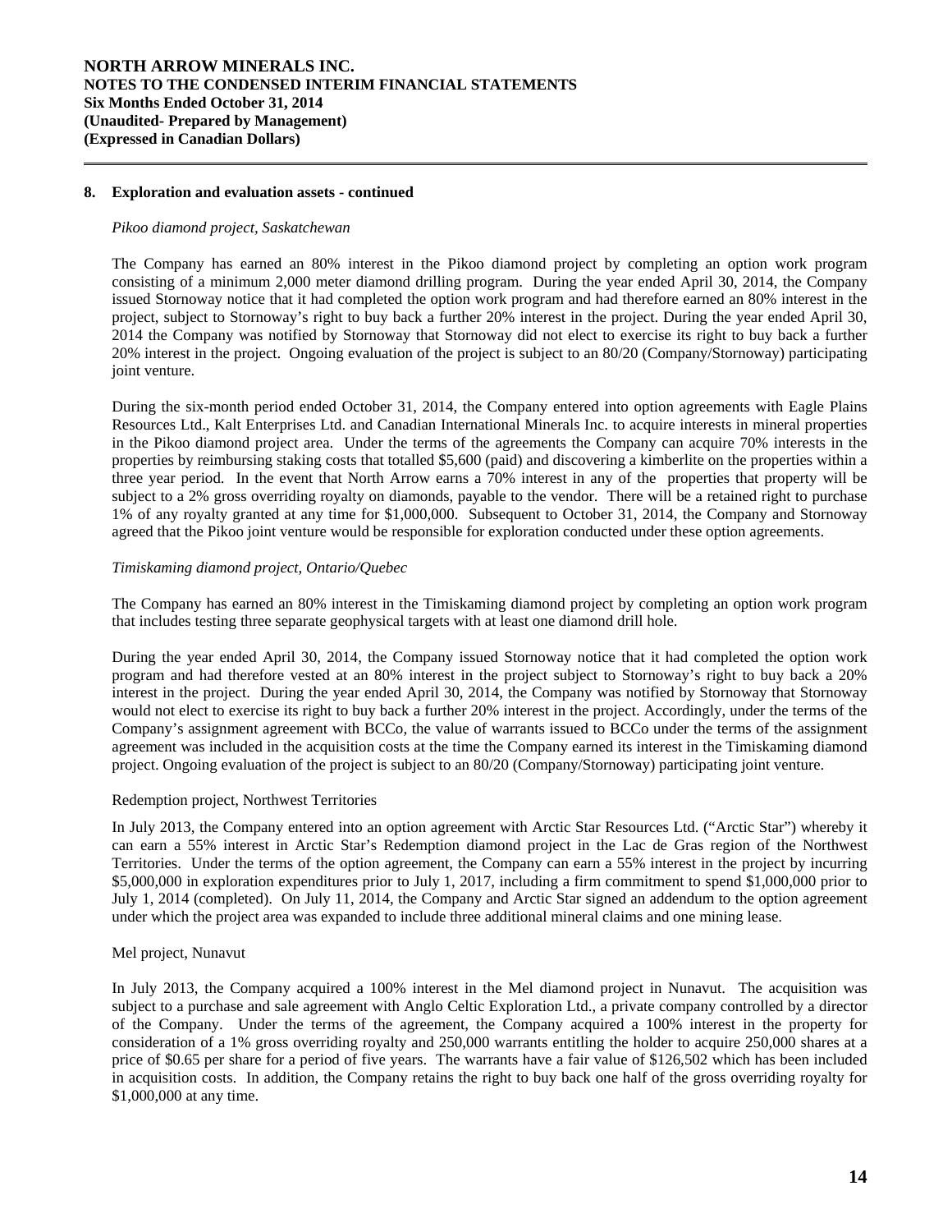## 8. Exploration and evaluation assets - continued

*Pikoo diamond project, Saskatchewan*

The Company has earned an 80% interest in the Pikoo diamond project by completing an option work program consisting of a minimum 2,000 meter diamond drilling program. During the year ended April 30, 2014, the Company issued Stornoway notice that it had completed the option work program and had therefore earned an 80% interest in the project, subject to Stornoway's right to buy back a further 20% interest in the project. During the year ended April 30, 2014 the Company was notified by Stornoway that Stornoway did not elect to exercise its right to buy back a further 20% interest in the project. Ongoing evaluation of the project is subject to an 80/20 (Company/Stornoway) participating joint venture.

During the six-month period ended October 31, 2014, the Company entered into option agreements with Eagle Plains Resources Ltd., Kalt Enterprises Ltd. and Canadian International Minerals Inc. to acquire interests in mineral properties in the Pikoo diamond project area. Under the terms of the agreements the Company can acquire 70% interests in the properties by reimbursing staking costs that totalled $5,600 (paid) and discovering a kimberlite on the properties within a three year period. In the event that North Arrow earns a 70% interest in any of the properties that property will be subject to a 2% gross overriding royalty on diamonds, payable to the vendor. There will be a retained right to purchase 1% of any royalty granted at any time for $1,000,000. Subsequent to October 31, 2014, the Company and Stornoway agreed that the Pikoo joint venture would be responsible for exploration conducted under these option agreements.

*Timiskaming diamond project, Ontario/Quebec*

The Company has earned an 80% interest in the Timiskaming diamond project by completing an option work program that includes testing three separate geophysical targets with at least one diamond drill hole.

During the year ended April 30, 2014, the Company issued Stornoway notice that it had completed the option work program and had therefore vested at an 80% interest in the project subject to Stornoway's right to buy back a 20% interest in the project. During the year ended April 30, 2014, the Company was notified by Stornoway that Stornoway would not elect to exercise its right to buy back a further 20% interest in the project. Accordingly, under the terms of the Company's assignment agreement with BCCo, the value of warrants issued to BCCo under the terms of the assignment agreement was included in the acquisition costs at the time the Company earned its interest in the Timiskaming diamond project. Ongoing evaluation of the project is subject to an 80/20 (Company/Stornoway) participating joint venture.

Redemption project, Northwest Territories

In July 2013, the Company entered into an option agreement with Arctic Star Resources Ltd. ("Arctic Star") whereby it can earn a 55% interest in Arctic Star's Redemption diamond project in the Lac de Gras region of the Northwest Territories. Under the terms of the option agreement, the Company can earn a 55% interest in the project by incurring $5,000,000 in exploration expenditures prior to July 1, 2017, including a firm commitment to spend $1,000,000 prior to July 1, 2014 (completed). On July 11, 2014, the Company and Arctic Star signed an addendum to the option agreement under which the project area was expanded to include three additional mineral claims and one mining lease.

Mel project, Nunavut

In July 2013, the Company acquired a 100% interest in the Mel diamond project in Nunavut. The acquisition was subject to a purchase and sale agreement with Anglo Celtic Exploration Ltd., a private company controlled by a director of the Company. Under the terms of the agreement, the Company acquired a 100% interest in the property for consideration of a 1% gross overriding royalty and 250,000 warrants entitling the holder to acquire 250,000 shares at a price of $0.65 per share for a period of five years. The warrants have a fair value of $126,502 which has been included in acquisition costs. In addition, the Company retains the right to buy back one half of the gross overriding royalty for $1,000,000 at any time.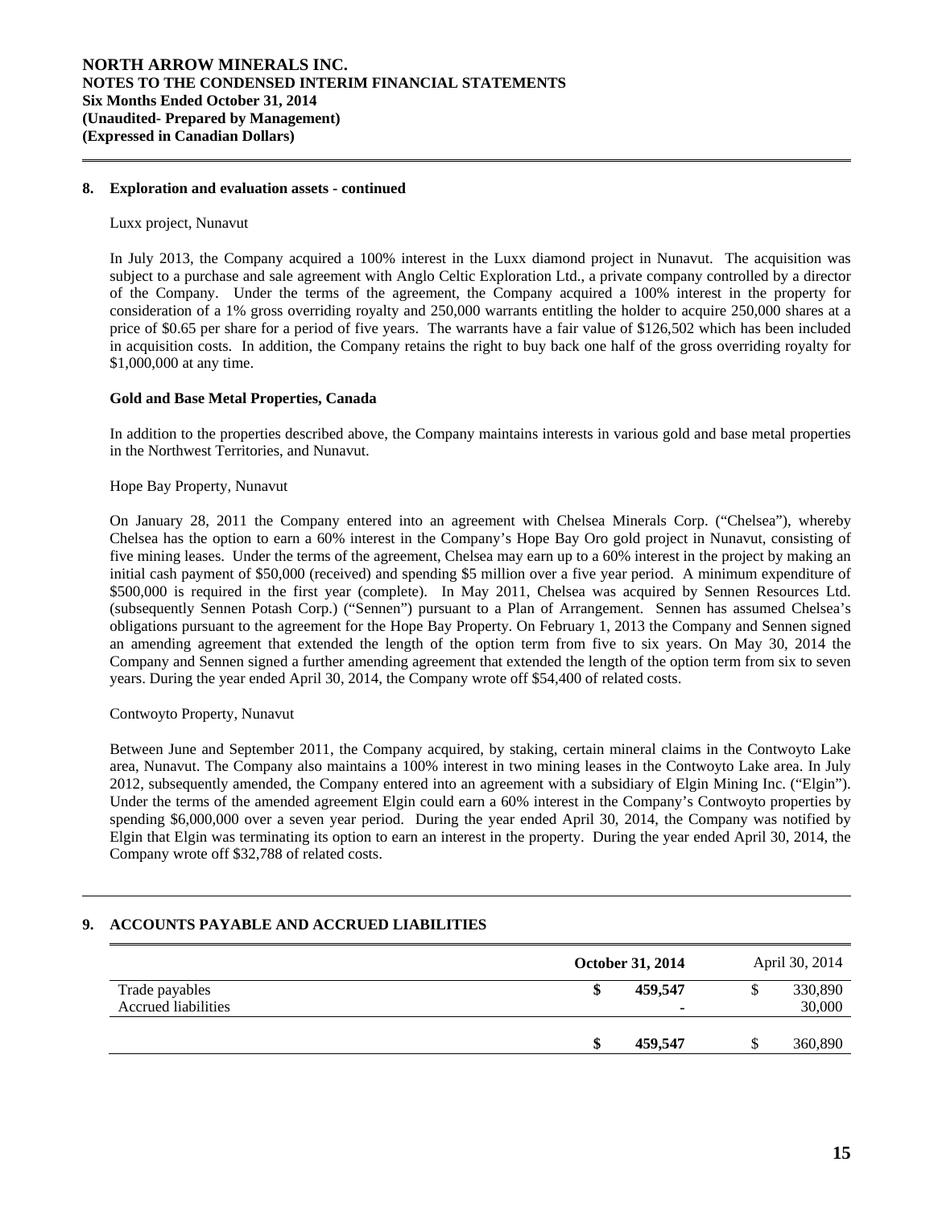## 8. Exploration and evaluation assets - continued

Luxx project, Nunavut

In July 2013, the Company acquired a 100% interest in the Luxx diamond project in Nunavut. The acquisition was subject to a purchase and sale agreement with Anglo Celtic Exploration Ltd., a private company controlled by a director of the Company. Under the terms of the agreement, the Company acquired a 100% interest in the property for consideration of a 1% gross overriding royalty and 250,000 warrants entitling the holder to acquire 250,000 shares at a price of $0.65 per share for a period of five years. The warrants have a fair value of $126,502 which has been included in acquisition costs. In addition, the Company retains the right to buy back one half of the gross overriding royalty for $1,000,000 at any time.

**Gold and Base Metal Properties, Canada**

In addition to the properties described above, the Company maintains interests in various gold and base metal properties in the Northwest Territories, and Nunavut.

Hope Bay Property, Nunavut

On January 28, 2011 the Company entered into an agreement with Chelsea Minerals Corp. ("Chelsea"), whereby Chelsea has the option to earn a 60% interest in the Company's Hope Bay Oro gold project in Nunavut, consisting of five mining leases. Under the terms of the agreement, Chelsea may earn up to a 60% interest in the project by making an initial cash payment of $50,000 (received) and spending $5 million over a five year period. A minimum expenditure of $500,000 is required in the first year (complete). In May 2011, Chelsea was acquired by Sennen Resources Ltd. (subsequently Sennen Potash Corp.) ("Sennen") pursuant to a Plan of Arrangement. Sennen has assumed Chelsea's obligations pursuant to the agreement for the Hope Bay Property. On February 1, 2013 the Company and Sennen signed an amending agreement that extended the length of the option term from five to six years. On May 30, 2014 the Company and Sennen signed a further amending agreement that extended the length of the option term from six to seven years. During the year ended April 30, 2014, the Company wrote off $54,400 of related costs.

Contwoyto Property, Nunavut

Between June and September 2011, the Company acquired, by staking, certain mineral claims in the Contwoyto Lake area, Nunavut. The Company also maintains a 100% interest in two mining leases in the Contwoyto Lake area. In July 2012, subsequently amended, the Company entered into an agreement with a subsidiary of Elgin Mining Inc. ("Elgin"). Under the terms of the amended agreement Elgin could earn a 60% interest in the Company's Contwoyto properties by spending $6,000,000 over a seven year period. During the year ended April 30, 2014, the Company was notified by Elgin that Elgin was terminating its option to earn an interest in the property. During the year ended April 30, 2014, the Company wrote off $32,788 of related costs.

## 9. ACCOUNTS PAYABLE AND ACCRUED LIABILITIES

| | **October 31, 2014** | April 30, 2014 |
|---|---|---|
| Trade payables | **$ 459,547** | $ 330,890 |
| Accrued liabilities | **-** | 30,000 |
| | **$ 459,547** | $ 360,890 |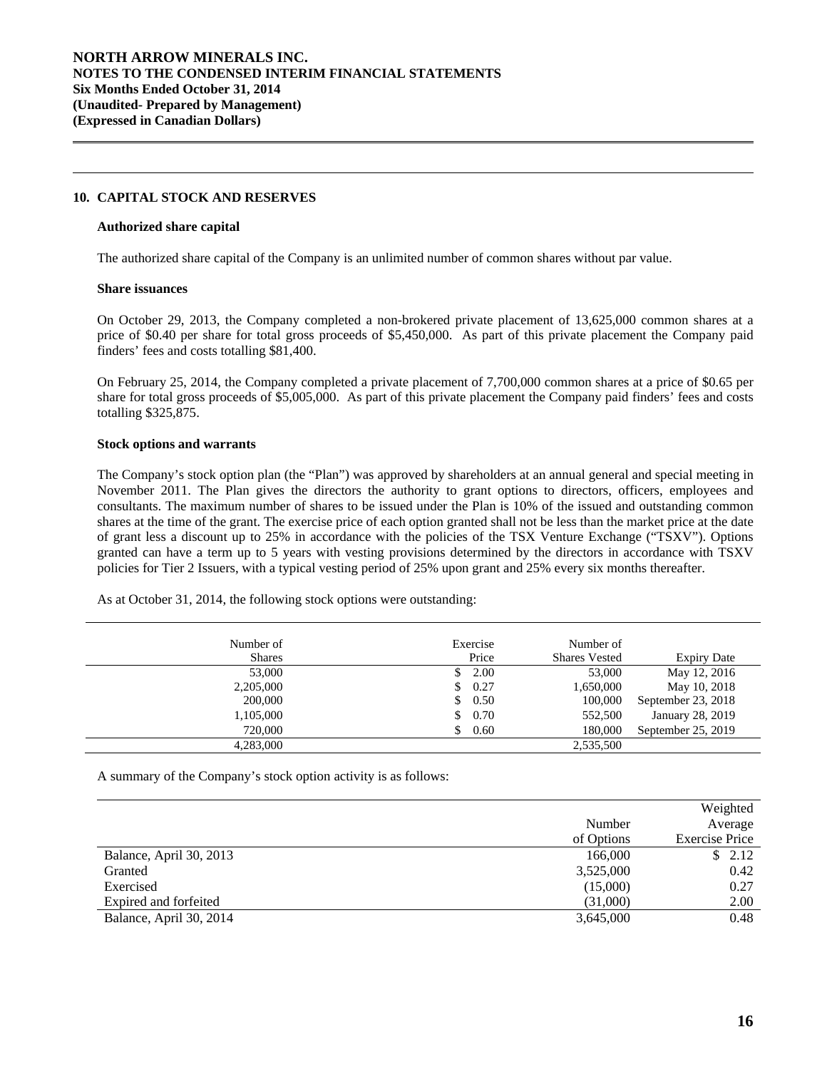# NORTH ARROW MINERALS INC.
**NOTES TO THE CONDENSED INTERIM FINANCIAL STATEMENTS**
**Six Months Ended October 31, 2014**
**(Unaudited- Prepared by Management)**
**(Expressed in Canadian Dollars)**

## 10. CAPITAL STOCK AND RESERVES

**Authorized share capital**

The authorized share capital of the Company is an unlimited number of common shares without par value.

**Share issuances**

On October 29, 2013, the Company completed a non-brokered private placement of 13,625,000 common shares at a price of $0.40 per share for total gross proceeds of $5,450,000. As part of this private placement the Company paid finders' fees and costs totalling $81,400.

On February 25, 2014, the Company completed a private placement of 7,700,000 common shares at a price of $0.65 per share for total gross proceeds of $5,005,000. As part of this private placement the Company paid finders' fees and costs totalling $325,875.

**Stock options and warrants**

The Company's stock option plan (the "Plan") was approved by shareholders at an annual general and special meeting in November 2011. The Plan gives the directors the authority to grant options to directors, officers, employees and consultants. The maximum number of shares to be issued under the Plan is 10% of the issued and outstanding common shares at the time of the grant. The exercise price of each option granted shall not be less than the market price at the date of grant less a discount up to 25% in accordance with the policies of the TSX Venture Exchange ("TSXV"). Options granted can have a term up to 5 years with vesting provisions determined by the directors in accordance with TSXV policies for Tier 2 Issuers, with a typical vesting period of 25% upon grant and 25% every six months thereafter.

As at October 31, 2014, the following stock options were outstanding:

| Number of Shares | Exercise Price | Number of Shares Vested | Expiry Date |
|---:|---:|---:|---:|
| 53,000 | $ 2.00 | 53,000 | May 12, 2016 |
| 2,205,000 | $ 0.27 | 1,650,000 | May 10, 2018 |
| 200,000 | $ 0.50 | 100,000 | September 23, 2018 |
| 1,105,000 | $ 0.70 | 552,500 | January 28, 2019 |
| 720,000 | $ 0.60 | 180,000 | September 25, 2019 |
| 4,283,000 | | 2,535,500 | |

A summary of the Company's stock option activity is as follows:

| | Number of Options | Weighted Average Exercise Price |
|---|---:|---:|
| Balance, April 30, 2013 | 166,000 | $ 2.12 |
| Granted | 3,525,000 | 0.42 |
| Exercised | (15,000) | 0.27 |
| Expired and forfeited | (31,000) | 2.00 |
| Balance, April 30, 2014 | 3,645,000 | 0.48 |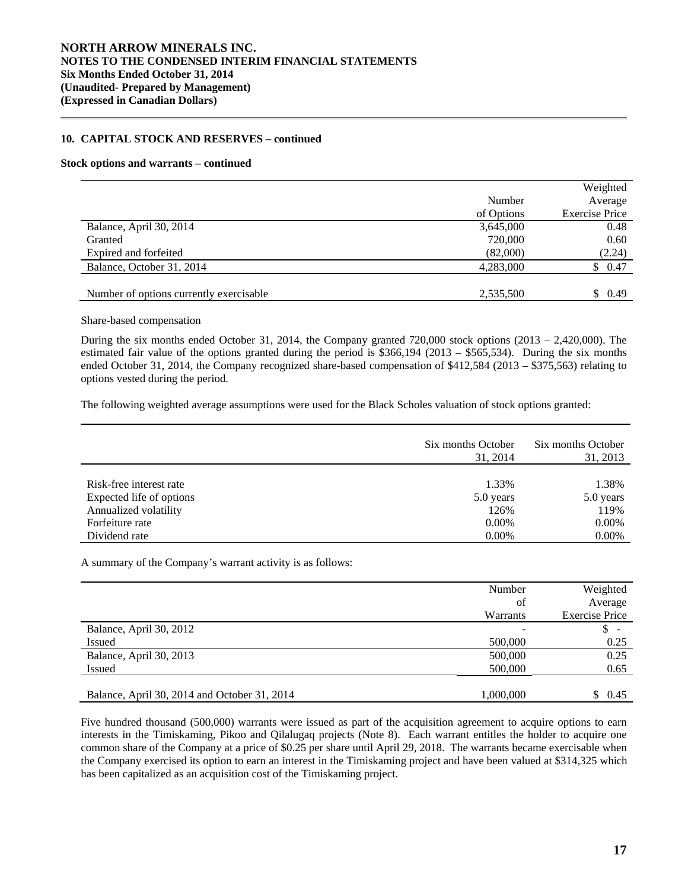### 10. CAPITAL STOCK AND RESERVES – continued

**Stock options and warrants – continued**

| | Number of Options | Weighted Average Exercise Price |
|---|---|---|
| Balance, April 30, 2014 | 3,645,000 | 0.48 |
| Granted | 720,000 | 0.60 |
| Expired and forfeited | (82,000) | (2.24) |
| Balance, October 31, 2014 | 4,283,000 | $ 0.47 |
| Number of options currently exercisable | 2,535,500 | $ 0.49 |

Share-based compensation

During the six months ended October 31, 2014, the Company granted 720,000 stock options (2013 – 2,420,000). The estimated fair value of the options granted during the period is $366,194 (2013 – $565,534). During the six months ended October 31, 2014, the Company recognized share-based compensation of $412,584 (2013 – $375,563) relating to options vested during the period.

The following weighted average assumptions were used for the Black Scholes valuation of stock options granted:

| | Six months October 31, 2014 | Six months October 31, 2013 |
|---|---|---|
| Risk-free interest rate | 1.33% | 1.38% |
| Expected life of options | 5.0 years | 5.0 years |
| Annualized volatility | 126% | 119% |
| Forfeiture rate | 0.00% | 0.00% |
| Dividend rate | 0.00% | 0.00% |

A summary of the Company's warrant activity is as follows:

| | Number of Warrants | Weighted Average Exercise Price |
|---|---|---|
| Balance, April 30, 2012 | - | $ - |
| Issued | 500,000 | 0.25 |
| Balance, April 30, 2013 | 500,000 | 0.25 |
| Issued | 500,000 | 0.65 |
| Balance, April 30, 2014 and October 31, 2014 | 1,000,000 | $ 0.45 |

Five hundred thousand (500,000) warrants were issued as part of the acquisition agreement to acquire options to earn interests in the Timiskaming, Pikoo and Qilalugaq projects (Note 8). Each warrant entitles the holder to acquire one common share of the Company at a price of $0.25 per share until April 29, 2018. The warrants became exercisable when the Company exercised its option to earn an interest in the Timiskaming project and have been valued at $314,325 which has been capitalized as an acquisition cost of the Timiskaming project.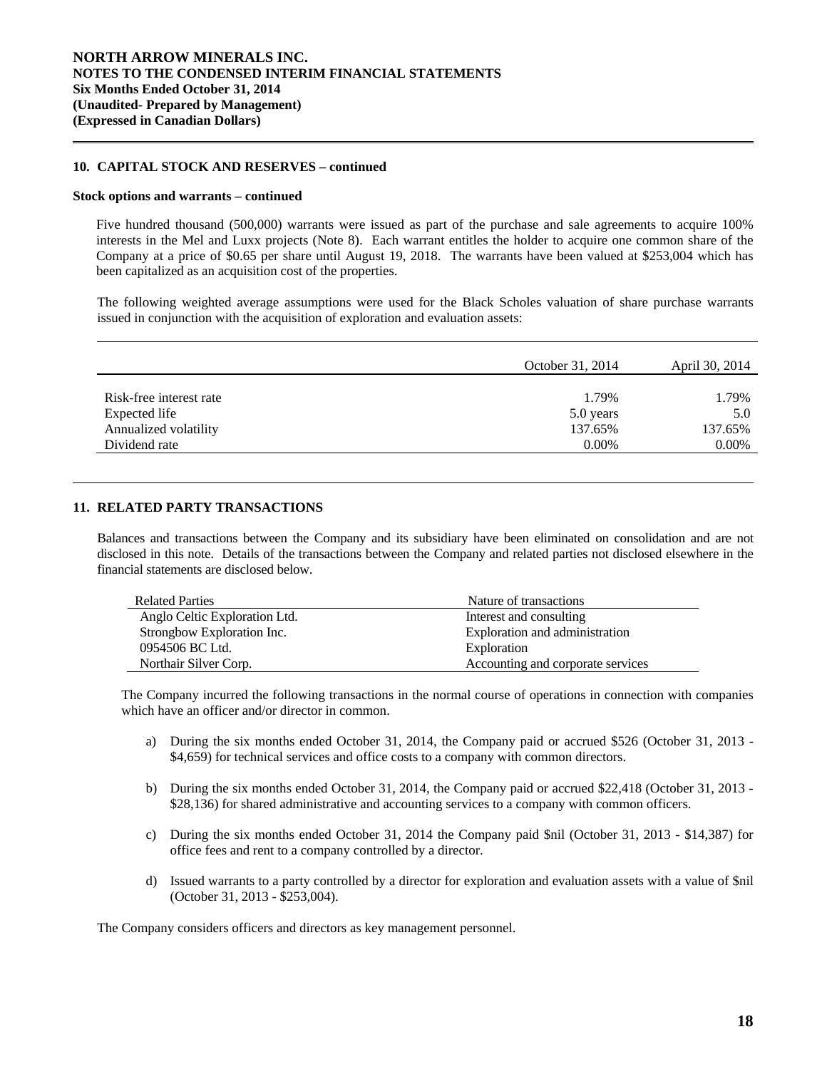## 10. CAPITAL STOCK AND RESERVES – continued

**Stock options and warrants – continued**

Five hundred thousand (500,000) warrants were issued as part of the purchase and sale agreements to acquire 100% interests in the Mel and Luxx projects (Note 8). Each warrant entitles the holder to acquire one common share of the Company at a price of $0.65 per share until August 19, 2018. The warrants have been valued at $253,004 which has been capitalized as an acquisition cost of the properties.

The following weighted average assumptions were used for the Black Scholes valuation of share purchase warrants issued in conjunction with the acquisition of exploration and evaluation assets:

| | October 31, 2014 | April 30, 2014 |
|---|---|---|
| Risk-free interest rate | 1.79% | 1.79% |
| Expected life | 5.0 years | 5.0 |
| Annualized volatility | 137.65% | 137.65% |
| Dividend rate | 0.00% | 0.00% |

## 11. RELATED PARTY TRANSACTIONS

Balances and transactions between the Company and its subsidiary have been eliminated on consolidation and are not disclosed in this note. Details of the transactions between the Company and related parties not disclosed elsewhere in the financial statements are disclosed below.

| Related Parties | Nature of transactions |
|---|---|
| Anglo Celtic Exploration Ltd. | Interest and consulting |
| Strongbow Exploration Inc. | Exploration and administration |
| 0954506 BC Ltd. | Exploration |
| Northair Silver Corp. | Accounting and corporate services |

The Company incurred the following transactions in the normal course of operations in connection with companies which have an officer and/or director in common.

a) During the six months ended October 31, 2014, the Company paid or accrued $526 (October 31, 2013 - $4,659) for technical services and office costs to a company with common directors.

b) During the six months ended October 31, 2014, the Company paid or accrued $22,418 (October 31, 2013 - $28,136) for shared administrative and accounting services to a company with common officers.

c) During the six months ended October 31, 2014 the Company paid $nil (October 31, 2013 - $14,387) for office fees and rent to a company controlled by a director.

d) Issued warrants to a party controlled by a director for exploration and evaluation assets with a value of $nil (October 31, 2013 - $253,004).

The Company considers officers and directors as key management personnel.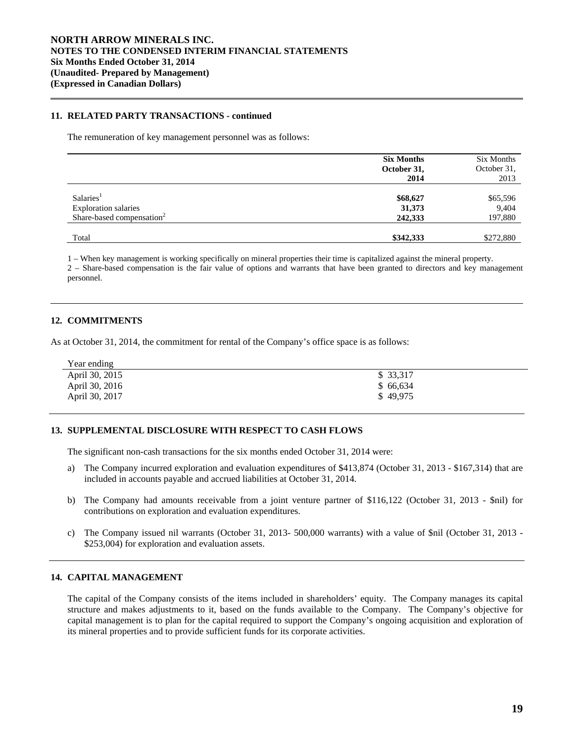## 11. RELATED PARTY TRANSACTIONS - continued

The remuneration of key management personnel was as follows:

| | **Six Months October 31, 2014** | Six Months October 31, 2013 |
|---|---|---|
| Salaries[1] | **$68,627** | $65,596 |
| Exploration salaries | **31,373** | 9,404 |
| Share-based compensation[2] | **242,333** | 197,880 |
| Total | **$342,333** | $272,880 |

1 – When key management is working specifically on mineral properties their time is capitalized against the mineral property.
2 – Share-based compensation is the fair value of options and warrants that have been granted to directors and key management personnel.

## 12. COMMITMENTS

As at October 31, 2014, the commitment for rental of the Company's office space is as follows:

| Year ending | |
|---|---|
| April 30, 2015 | $ 33,317 |
| April 30, 2016 | $ 66,634 |
| April 30, 2017 | $ 49,975 |

## 13. SUPPLEMENTAL DISCLOSURE WITH RESPECT TO CASH FLOWS

The significant non-cash transactions for the six months ended October 31, 2014 were:

a) The Company incurred exploration and evaluation expenditures of $413,874 (October 31, 2013 - $167,314) that are included in accounts payable and accrued liabilities at October 31, 2014.

b) The Company had amounts receivable from a joint venture partner of $116,122 (October 31, 2013 - $nil) for contributions on exploration and evaluation expenditures.

c) The Company issued nil warrants (October 31, 2013- 500,000 warrants) with a value of $nil (October 31, 2013 - $253,004) for exploration and evaluation assets.

## 14. CAPITAL MANAGEMENT

The capital of the Company consists of the items included in shareholders' equity. The Company manages its capital structure and makes adjustments to it, based on the funds available to the Company. The Company's objective for capital management is to plan for the capital required to support the Company's ongoing acquisition and exploration of its mineral properties and to provide sufficient funds for its corporate activities.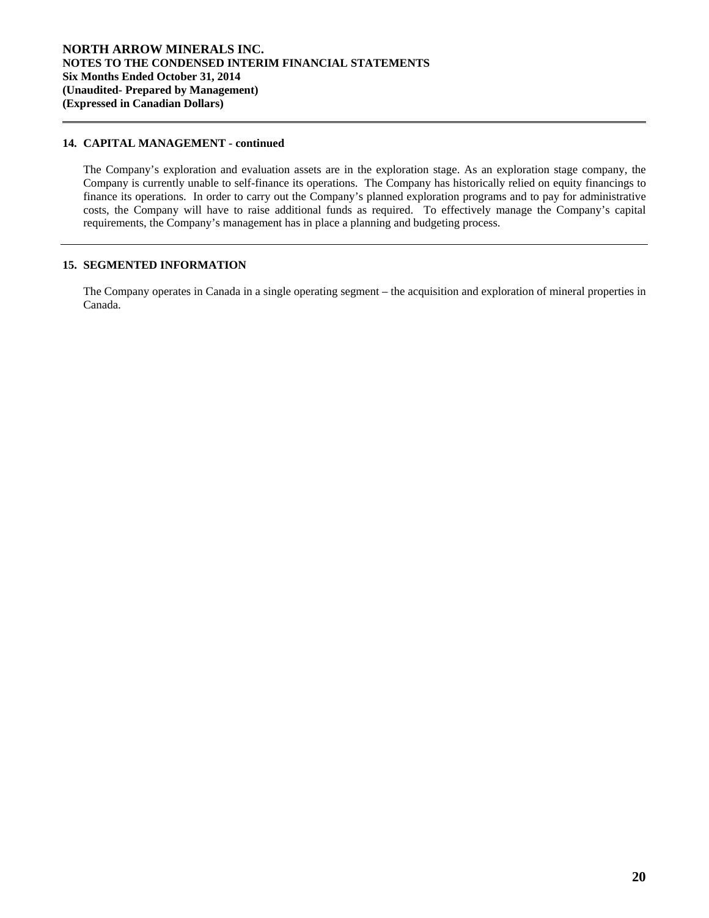## 14. CAPITAL MANAGEMENT - continued

The Company's exploration and evaluation assets are in the exploration stage. As an exploration stage company, the Company is currently unable to self-finance its operations. The Company has historically relied on equity financings to finance its operations. In order to carry out the Company's planned exploration programs and to pay for administrative costs, the Company will have to raise additional funds as required. To effectively manage the Company's capital requirements, the Company's management has in place a planning and budgeting process.

## 15. SEGMENTED INFORMATION

The Company operates in Canada in a single operating segment – the acquisition and exploration of mineral properties in Canada.